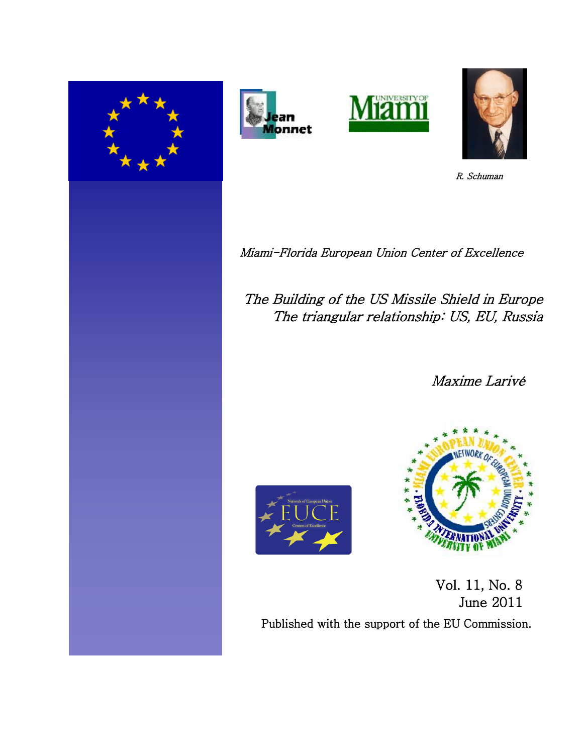R. Schuman

*Miami-Florida European Union Center of Excellence*

# *The Building of the US Missile Shield in Europe*
## *The triangular relationship: US, EU, Russia*

*Maxime Larivé*

Vol. 11, No. 8
June 2011

Published with the support of the EU Commission.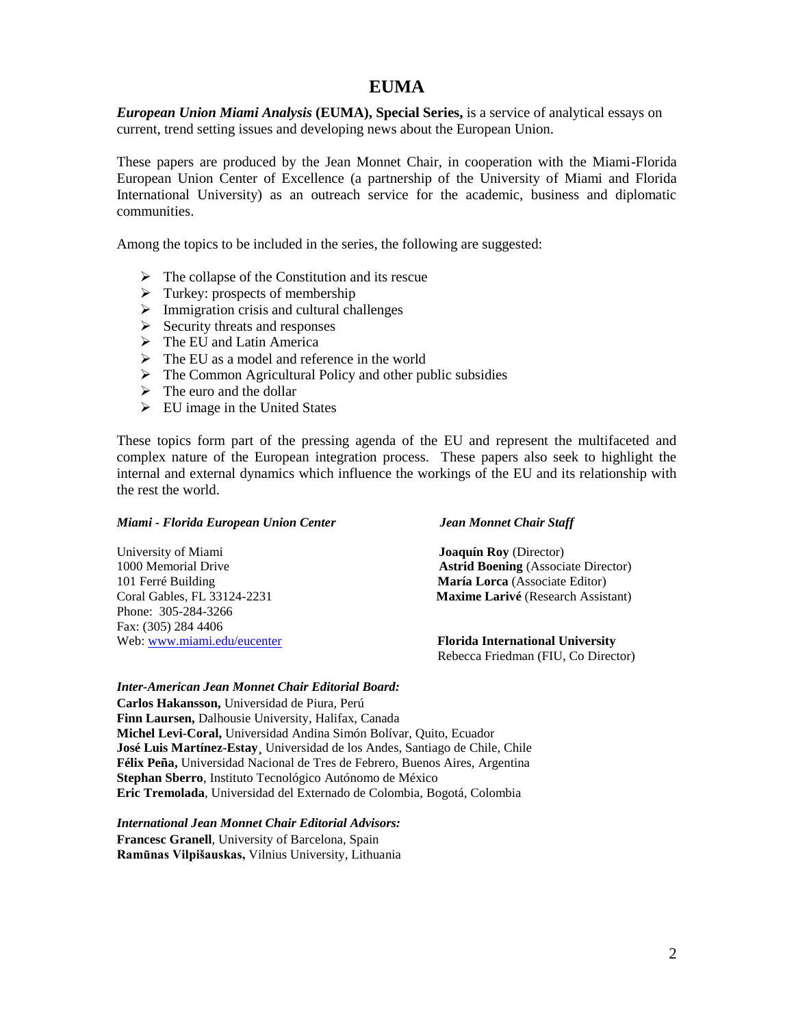# EUMA

***European Union Miami Analysis* (EUMA), Special Series,** is a service of analytical essays on current, trend setting issues and developing news about the European Union.

These papers are produced by the Jean Monnet Chair, in cooperation with the Miami-Florida European Union Center of Excellence (a partnership of the University of Miami and Florida International University) as an outreach service for the academic, business and diplomatic communities.

Among the topics to be included in the series, the following are suggested:

- The collapse of the Constitution and its rescue
- Turkey: prospects of membership
- Immigration crisis and cultural challenges
- Security threats and responses
- The EU and Latin America
- The EU as a model and reference in the world
- The Common Agricultural Policy and other public subsidies
- The euro and the dollar
- EU image in the United States

These topics form part of the pressing agenda of the EU and represent the multifaceted and complex nature of the European integration process. These papers also seek to highlight the internal and external dynamics which influence the workings of the EU and its relationship with the rest the world.

***Miami - Florida European Union Center***

University of Miami
1000 Memorial Drive
101 Ferré Building
Coral Gables, FL 33124-2231
Phone: 305-284-3266
Fax: (305) 284 4406
Web: www.miami.edu/eucenter

***Jean Monnet Chair Staff***

**Joaquín Roy** (Director)
**Astrid Boening** (Associate Director)
**María Lorca** (Associate Editor)
**Maxime Larivé** (Research Assistant)

**Florida International University**
Rebecca Friedman (FIU, Co Director)

***Inter-American Jean Monnet Chair Editorial Board:***

**Carlos Hakansson,** Universidad de Piura, Perú
**Finn Laursen,** Dalhousie University, Halifax, Canada
**Michel Levi-Coral,** Universidad Andina Simón Bolívar, Quito, Ecuador
**José Luis Martínez-Estay**¸ Universidad de los Andes, Santiago de Chile, Chile
**Félix Peña,** Universidad Nacional de Tres de Febrero, Buenos Aires, Argentina
**Stephan Sberro**, Instituto Tecnológico Autónomo de México
**Eric Tremolada**, Universidad del Externado de Colombia, Bogotá, Colombia

***International Jean Monnet Chair Editorial Advisors:***

**Francesc Granell**, University of Barcelona, Spain
**Ramūnas Vilpišauskas,** Vilnius University, Lithuania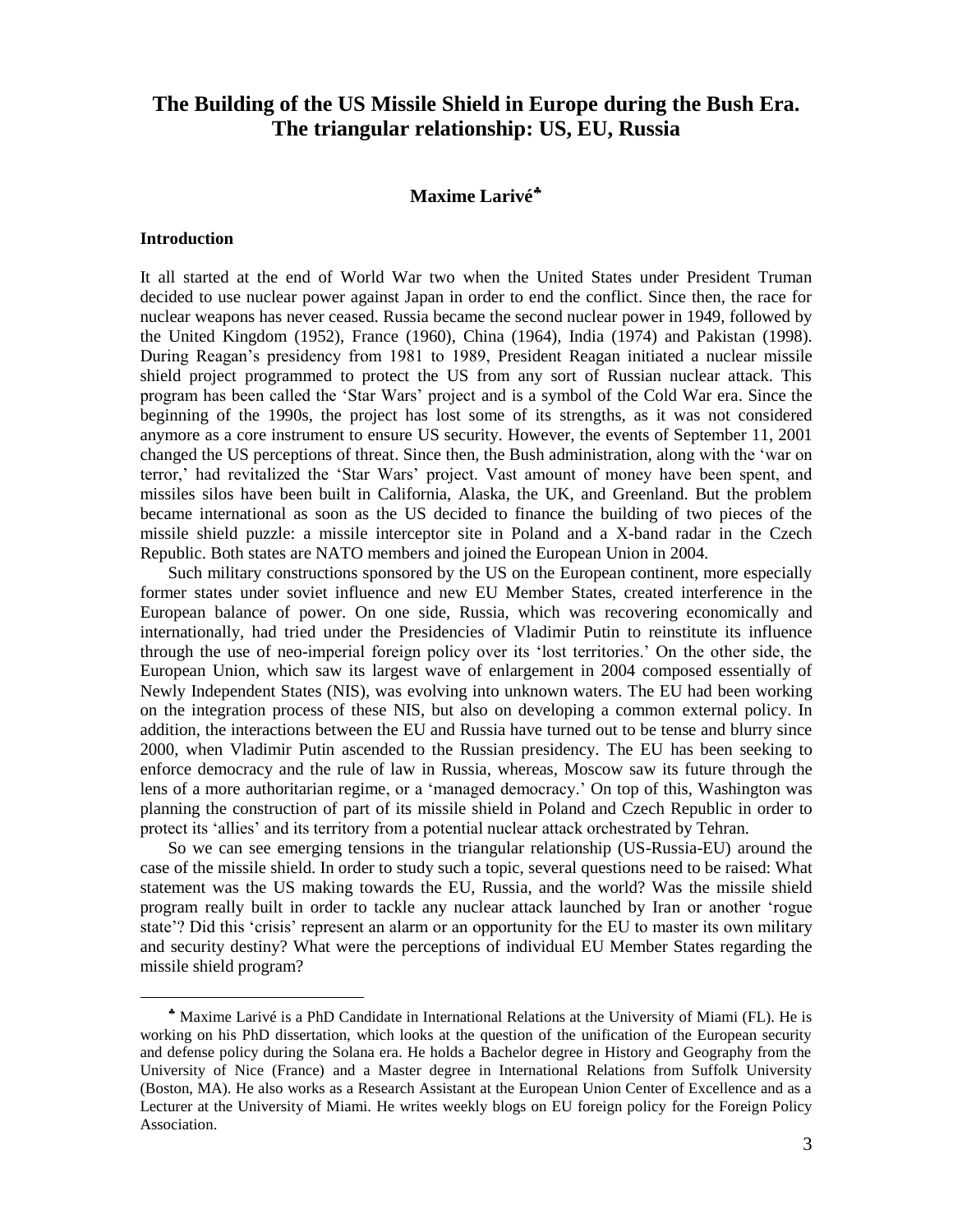# The Building of the US Missile Shield in Europe during the Bush Era. The triangular relationship: US, EU, Russia

**Maxime Larivé**[♣]

### Introduction

It all started at the end of World War two when the United States under President Truman decided to use nuclear power against Japan in order to end the conflict. Since then, the race for nuclear weapons has never ceased. Russia became the second nuclear power in 1949, followed by the United Kingdom (1952), France (1960), China (1964), India (1974) and Pakistan (1998). During Reagan's presidency from 1981 to 1989, President Reagan initiated a nuclear missile shield project programmed to protect the US from any sort of Russian nuclear attack. This program has been called the 'Star Wars' project and is a symbol of the Cold War era. Since the beginning of the 1990s, the project has lost some of its strengths, as it was not considered anymore as a core instrument to ensure US security. However, the events of September 11, 2001 changed the US perceptions of threat. Since then, the Bush administration, along with the 'war on terror,' had revitalized the 'Star Wars' project. Vast amount of money have been spent, and missiles silos have been built in California, Alaska, the UK, and Greenland. But the problem became international as soon as the US decided to finance the building of two pieces of the missile shield puzzle: a missile interceptor site in Poland and a X-band radar in the Czech Republic. Both states are NATO members and joined the European Union in 2004.

Such military constructions sponsored by the US on the European continent, more especially former states under soviet influence and new EU Member States, created interference in the European balance of power. On one side, Russia, which was recovering economically and internationally, had tried under the Presidencies of Vladimir Putin to reinstitute its influence through the use of neo-imperial foreign policy over its 'lost territories.' On the other side, the European Union, which saw its largest wave of enlargement in 2004 composed essentially of Newly Independent States (NIS), was evolving into unknown waters. The EU had been working on the integration process of these NIS, but also on developing a common external policy. In addition, the interactions between the EU and Russia have turned out to be tense and blurry since 2000, when Vladimir Putin ascended to the Russian presidency. The EU has been seeking to enforce democracy and the rule of law in Russia, whereas, Moscow saw its future through the lens of a more authoritarian regime, or a 'managed democracy.' On top of this, Washington was planning the construction of part of its missile shield in Poland and Czech Republic in order to protect its 'allies' and its territory from a potential nuclear attack orchestrated by Tehran.

So we can see emerging tensions in the triangular relationship (US-Russia-EU) around the case of the missile shield. In order to study such a topic, several questions need to be raised: What statement was the US making towards the EU, Russia, and the world? Was the missile shield program really built in order to tackle any nuclear attack launched by Iran or another 'rogue state'? Did this 'crisis' represent an alarm or an opportunity for the EU to master its own military and security destiny? What were the perceptions of individual EU Member States regarding the missile shield program?

---

[♣] Maxime Larivé is a PhD Candidate in International Relations at the University of Miami (FL). He is working on his PhD dissertation, which looks at the question of the unification of the European security and defense policy during the Solana era. He holds a Bachelor degree in History and Geography from the University of Nice (France) and a Master degree in International Relations from Suffolk University (Boston, MA). He also works as a Research Assistant at the European Union Center of Excellence and as a Lecturer at the University of Miami. He writes weekly blogs on EU foreign policy for the Foreign Policy Association.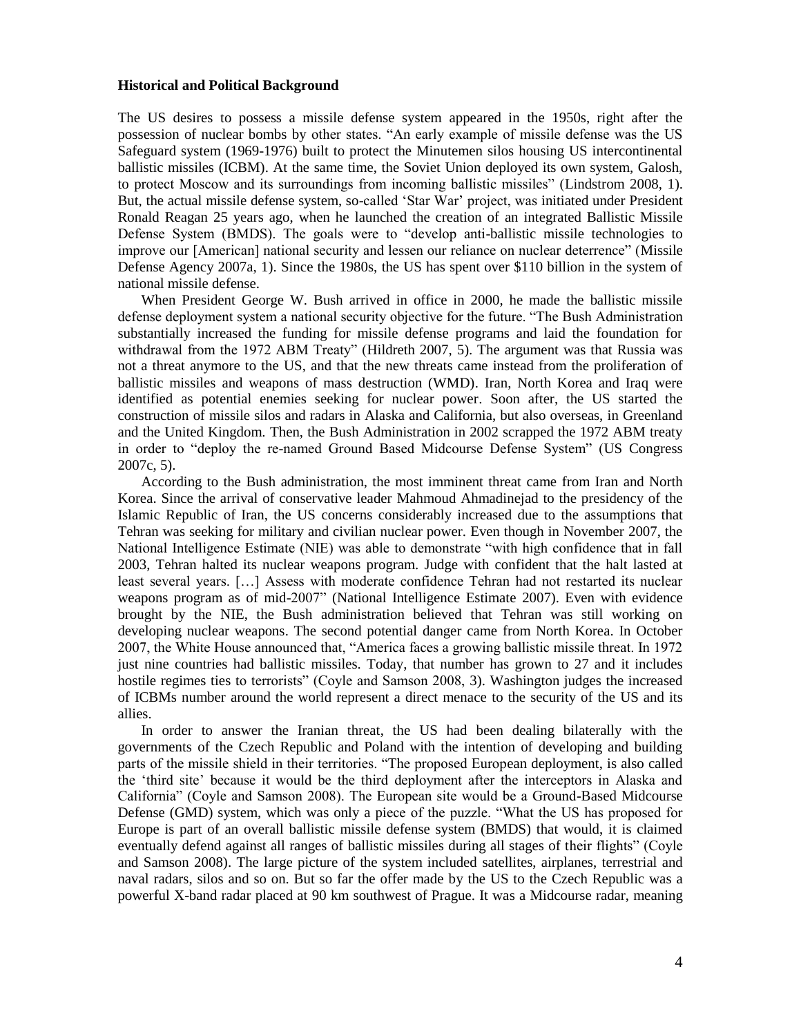**Historical and Political Background**

The US desires to possess a missile defense system appeared in the 1950s, right after the possession of nuclear bombs by other states. "An early example of missile defense was the US Safeguard system (1969-1976) built to protect the Minutemen silos housing US intercontinental ballistic missiles (ICBM). At the same time, the Soviet Union deployed its own system, Galosh, to protect Moscow and its surroundings from incoming ballistic missiles" (Lindstrom 2008, 1). But, the actual missile defense system, so-called 'Star War' project, was initiated under President Ronald Reagan 25 years ago, when he launched the creation of an integrated Ballistic Missile Defense System (BMDS). The goals were to "develop anti-ballistic missile technologies to improve our [American] national security and lessen our reliance on nuclear deterrence" (Missile Defense Agency 2007a, 1). Since the 1980s, the US has spent over $110 billion in the system of national missile defense.

When President George W. Bush arrived in office in 2000, he made the ballistic missile defense deployment system a national security objective for the future. "The Bush Administration substantially increased the funding for missile defense programs and laid the foundation for withdrawal from the 1972 ABM Treaty" (Hildreth 2007, 5). The argument was that Russia was not a threat anymore to the US, and that the new threats came instead from the proliferation of ballistic missiles and weapons of mass destruction (WMD). Iran, North Korea and Iraq were identified as potential enemies seeking for nuclear power. Soon after, the US started the construction of missile silos and radars in Alaska and California, but also overseas, in Greenland and the United Kingdom. Then, the Bush Administration in 2002 scrapped the 1972 ABM treaty in order to "deploy the re-named Ground Based Midcourse Defense System" (US Congress 2007c, 5).

According to the Bush administration, the most imminent threat came from Iran and North Korea. Since the arrival of conservative leader Mahmoud Ahmadinejad to the presidency of the Islamic Republic of Iran, the US concerns considerably increased due to the assumptions that Tehran was seeking for military and civilian nuclear power. Even though in November 2007, the National Intelligence Estimate (NIE) was able to demonstrate "with high confidence that in fall 2003, Tehran halted its nuclear weapons program. Judge with confident that the halt lasted at least several years. […] Assess with moderate confidence Tehran had not restarted its nuclear weapons program as of mid-2007" (National Intelligence Estimate 2007). Even with evidence brought by the NIE, the Bush administration believed that Tehran was still working on developing nuclear weapons. The second potential danger came from North Korea. In October 2007, the White House announced that, "America faces a growing ballistic missile threat. In 1972 just nine countries had ballistic missiles. Today, that number has grown to 27 and it includes hostile regimes ties to terrorists" (Coyle and Samson 2008, 3). Washington judges the increased of ICBMs number around the world represent a direct menace to the security of the US and its allies.

In order to answer the Iranian threat, the US had been dealing bilaterally with the governments of the Czech Republic and Poland with the intention of developing and building parts of the missile shield in their territories. "The proposed European deployment, is also called the 'third site' because it would be the third deployment after the interceptors in Alaska and California" (Coyle and Samson 2008). The European site would be a Ground-Based Midcourse Defense (GMD) system, which was only a piece of the puzzle. "What the US has proposed for Europe is part of an overall ballistic missile defense system (BMDS) that would, it is claimed eventually defend against all ranges of ballistic missiles during all stages of their flights" (Coyle and Samson 2008). The large picture of the system included satellites, airplanes, terrestrial and naval radars, silos and so on. But so far the offer made by the US to the Czech Republic was a powerful X-band radar placed at 90 km southwest of Prague. It was a Midcourse radar, meaning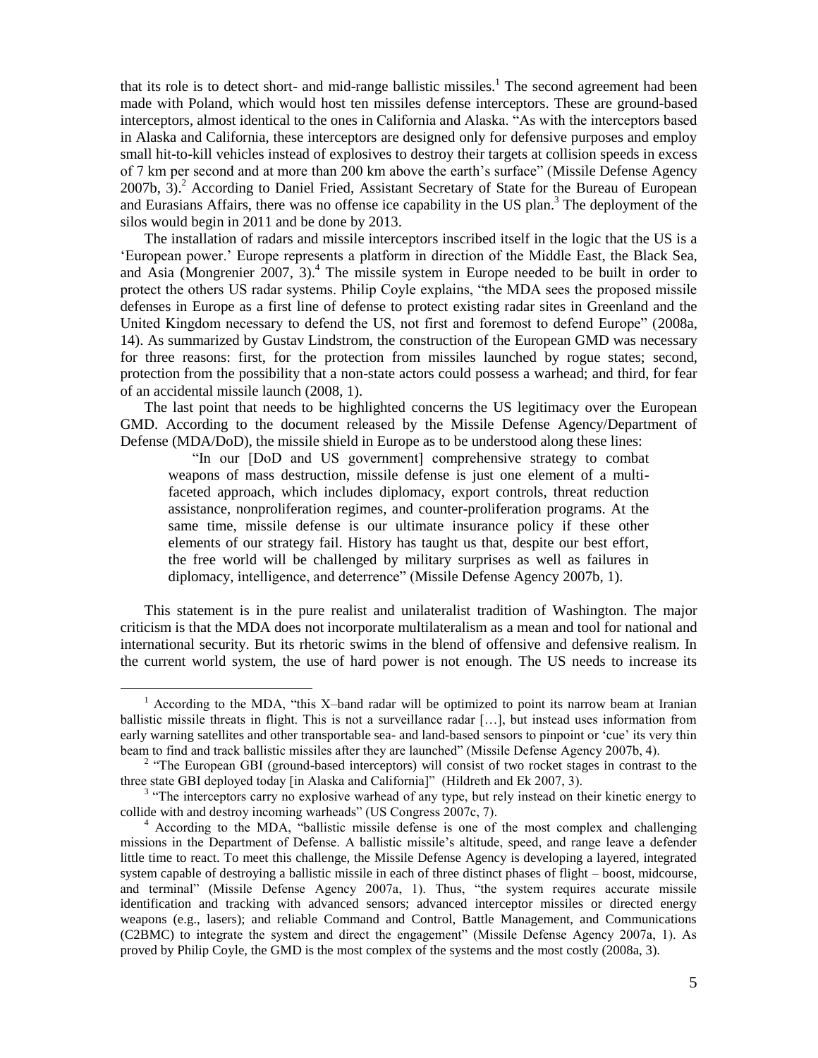that its role is to detect short- and mid-range ballistic missiles.[1] The second agreement had been made with Poland, which would host ten missiles defense interceptors. These are ground-based interceptors, almost identical to the ones in California and Alaska. "As with the interceptors based in Alaska and California, these interceptors are designed only for defensive purposes and employ small hit-to-kill vehicles instead of explosives to destroy their targets at collision speeds in excess of 7 km per second and at more than 200 km above the earth's surface" (Missile Defense Agency 2007b, 3).[2] According to Daniel Fried, Assistant Secretary of State for the Bureau of European and Eurasians Affairs, there was no offense ice capability in the US plan.[3] The deployment of the silos would begin in 2011 and be done by 2013.

The installation of radars and missile interceptors inscribed itself in the logic that the US is a 'European power.' Europe represents a platform in direction of the Middle East, the Black Sea, and Asia (Mongrenier 2007, 3).[4] The missile system in Europe needed to be built in order to protect the others US radar systems. Philip Coyle explains, "the MDA sees the proposed missile defenses in Europe as a first line of defense to protect existing radar sites in Greenland and the United Kingdom necessary to defend the US, not first and foremost to defend Europe" (2008a, 14). As summarized by Gustav Lindstrom, the construction of the European GMD was necessary for three reasons: first, for the protection from missiles launched by rogue states; second, protection from the possibility that a non-state actors could possess a warhead; and third, for fear of an accidental missile launch (2008, 1).

The last point that needs to be highlighted concerns the US legitimacy over the European GMD. According to the document released by the Missile Defense Agency/Department of Defense (MDA/DoD), the missile shield in Europe as to be understood along these lines:

> "In our [DoD and US government] comprehensive strategy to combat weapons of mass destruction, missile defense is just one element of a multi-faceted approach, which includes diplomacy, export controls, threat reduction assistance, nonproliferation regimes, and counter-proliferation programs. At the same time, missile defense is our ultimate insurance policy if these other elements of our strategy fail. History has taught us that, despite our best effort, the free world will be challenged by military surprises as well as failures in diplomacy, intelligence, and deterrence" (Missile Defense Agency 2007b, 1).

This statement is in the pure realist and unilateralist tradition of Washington. The major criticism is that the MDA does not incorporate multilateralism as a mean and tool for national and international security. But its rhetoric swims in the blend of offensive and defensive realism. In the current world system, the use of hard power is not enough. The US needs to increase its

---

[1] According to the MDA, "this X–band radar will be optimized to point its narrow beam at Iranian ballistic missile threats in flight. This is not a surveillance radar […], but instead uses information from early warning satellites and other transportable sea- and land-based sensors to pinpoint or 'cue' its very thin beam to find and track ballistic missiles after they are launched" (Missile Defense Agency 2007b, 4).

[2] "The European GBI (ground-based interceptors) will consist of two rocket stages in contrast to the three state GBI deployed today [in Alaska and California]" (Hildreth and Ek 2007, 3).

[3] "The interceptors carry no explosive warhead of any type, but rely instead on their kinetic energy to collide with and destroy incoming warheads" (US Congress 2007c, 7).

[4] According to the MDA, "ballistic missile defense is one of the most complex and challenging missions in the Department of Defense. A ballistic missile's altitude, speed, and range leave a defender little time to react. To meet this challenge, the Missile Defense Agency is developing a layered, integrated system capable of destroying a ballistic missile in each of three distinct phases of flight – boost, midcourse, and terminal" (Missile Defense Agency 2007a, 1). Thus, "the system requires accurate missile identification and tracking with advanced sensors; advanced interceptor missiles or directed energy weapons (e.g., lasers); and reliable Command and Control, Battle Management, and Communications (C2BMC) to integrate the system and direct the engagement" (Missile Defense Agency 2007a, 1). As proved by Philip Coyle, the GMD is the most complex of the systems and the most costly (2008a, 3).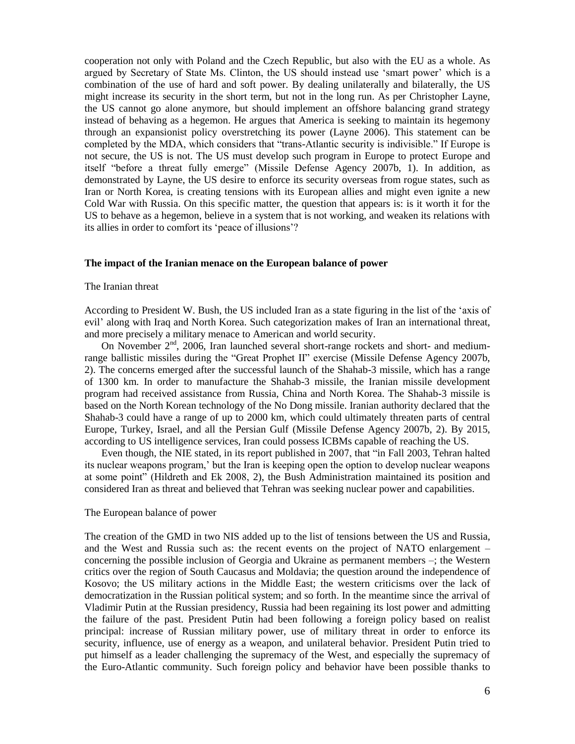cooperation not only with Poland and the Czech Republic, but also with the EU as a whole. As argued by Secretary of State Ms. Clinton, the US should instead use 'smart power' which is a combination of the use of hard and soft power. By dealing unilaterally and bilaterally, the US might increase its security in the short term, but not in the long run. As per Christopher Layne, the US cannot go alone anymore, but should implement an offshore balancing grand strategy instead of behaving as a hegemon. He argues that America is seeking to maintain its hegemony through an expansionist policy overstretching its power (Layne 2006). This statement can be completed by the MDA, which considers that "trans-Atlantic security is indivisible." If Europe is not secure, the US is not. The US must develop such program in Europe to protect Europe and itself "before a threat fully emerge" (Missile Defense Agency 2007b, 1). In addition, as demonstrated by Layne, the US desire to enforce its security overseas from rogue states, such as Iran or North Korea, is creating tensions with its European allies and might even ignite a new Cold War with Russia. On this specific matter, the question that appears is: is it worth it for the US to behave as a hegemon, believe in a system that is not working, and weaken its relations with its allies in order to comfort its 'peace of illusions'?

## The impact of the Iranian menace on the European balance of power

### The Iranian threat

According to President W. Bush, the US included Iran as a state figuring in the list of the 'axis of evil' along with Iraq and North Korea. Such categorization makes of Iran an international threat, and more precisely a military menace to American and world security.

On November 2nd, 2006, Iran launched several short-range rockets and short- and medium-range ballistic missiles during the "Great Prophet II" exercise (Missile Defense Agency 2007b, 2). The concerns emerged after the successful launch of the Shahab-3 missile, which has a range of 1300 km. In order to manufacture the Shahab-3 missile, the Iranian missile development program had received assistance from Russia, China and North Korea. The Shahab-3 missile is based on the North Korean technology of the No Dong missile. Iranian authority declared that the Shahab-3 could have a range of up to 2000 km, which could ultimately threaten parts of central Europe, Turkey, Israel, and all the Persian Gulf (Missile Defense Agency 2007b, 2). By 2015, according to US intelligence services, Iran could possess ICBMs capable of reaching the US.

Even though, the NIE stated, in its report published in 2007, that "in Fall 2003, Tehran halted its nuclear weapons program,' but the Iran is keeping open the option to develop nuclear weapons at some point" (Hildreth and Ek 2008, 2), the Bush Administration maintained its position and considered Iran as threat and believed that Tehran was seeking nuclear power and capabilities.

### The European balance of power

The creation of the GMD in two NIS added up to the list of tensions between the US and Russia, and the West and Russia such as: the recent events on the project of NATO enlargement – concerning the possible inclusion of Georgia and Ukraine as permanent members –; the Western critics over the region of South Caucasus and Moldavia; the question around the independence of Kosovo; the US military actions in the Middle East; the western criticisms over the lack of democratization in the Russian political system; and so forth. In the meantime since the arrival of Vladimir Putin at the Russian presidency, Russia had been regaining its lost power and admitting the failure of the past. President Putin had been following a foreign policy based on realist principal: increase of Russian military power, use of military threat in order to enforce its security, influence, use of energy as a weapon, and unilateral behavior. President Putin tried to put himself as a leader challenging the supremacy of the West, and especially the supremacy of the Euro-Atlantic community. Such foreign policy and behavior have been possible thanks to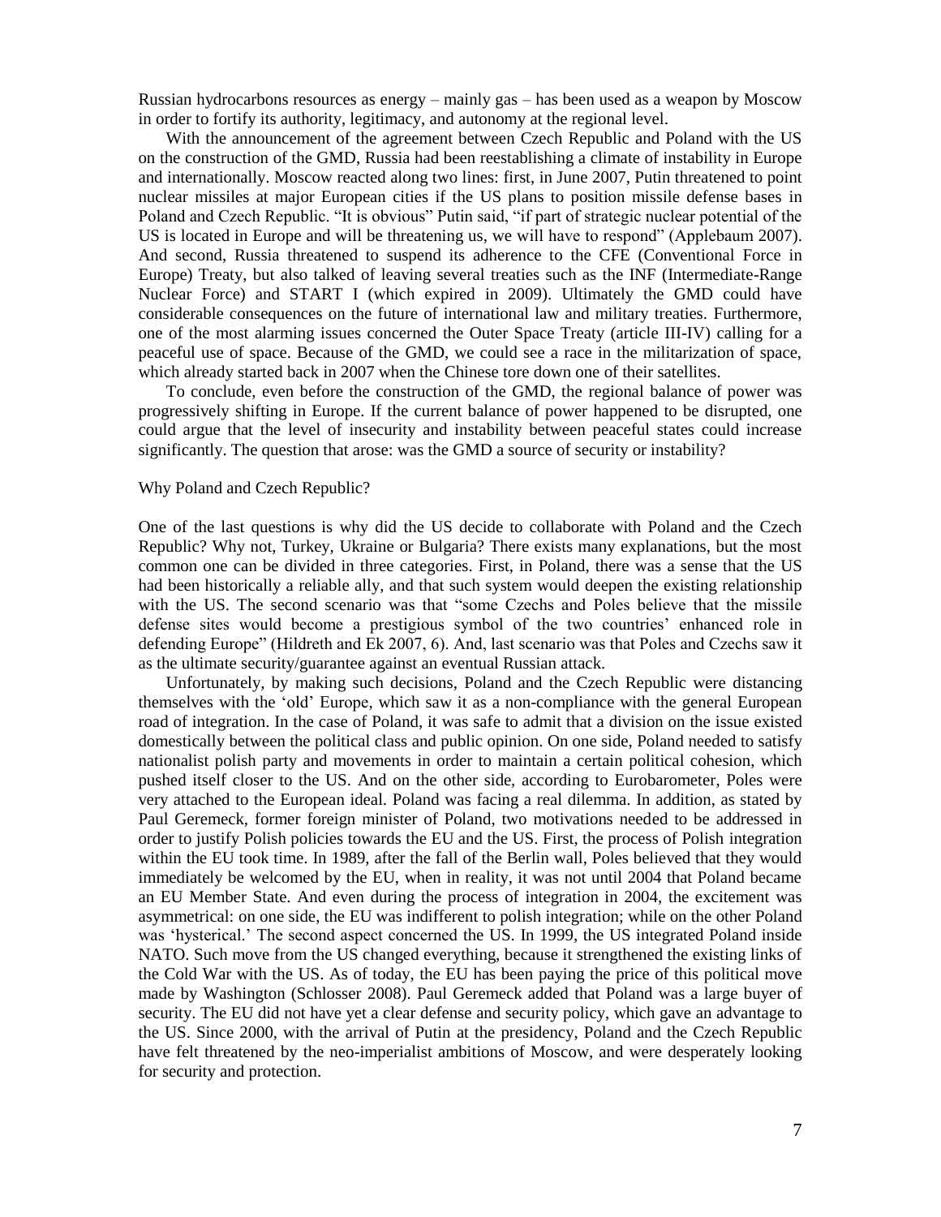Russian hydrocarbons resources as energy – mainly gas – has been used as a weapon by Moscow in order to fortify its authority, legitimacy, and autonomy at the regional level.

With the announcement of the agreement between Czech Republic and Poland with the US on the construction of the GMD, Russia had been reestablishing a climate of instability in Europe and internationally. Moscow reacted along two lines: first, in June 2007, Putin threatened to point nuclear missiles at major European cities if the US plans to position missile defense bases in Poland and Czech Republic. "It is obvious" Putin said, "if part of strategic nuclear potential of the US is located in Europe and will be threatening us, we will have to respond" (Applebaum 2007). And second, Russia threatened to suspend its adherence to the CFE (Conventional Force in Europe) Treaty, but also talked of leaving several treaties such as the INF (Intermediate-Range Nuclear Force) and START I (which expired in 2009). Ultimately the GMD could have considerable consequences on the future of international law and military treaties. Furthermore, one of the most alarming issues concerned the Outer Space Treaty (article III-IV) calling for a peaceful use of space. Because of the GMD, we could see a race in the militarization of space, which already started back in 2007 when the Chinese tore down one of their satellites.

To conclude, even before the construction of the GMD, the regional balance of power was progressively shifting in Europe. If the current balance of power happened to be disrupted, one could argue that the level of insecurity and instability between peaceful states could increase significantly. The question that arose: was the GMD a source of security or instability?

## Why Poland and Czech Republic?

One of the last questions is why did the US decide to collaborate with Poland and the Czech Republic? Why not, Turkey, Ukraine or Bulgaria? There exists many explanations, but the most common one can be divided in three categories. First, in Poland, there was a sense that the US had been historically a reliable ally, and that such system would deepen the existing relationship with the US. The second scenario was that "some Czechs and Poles believe that the missile defense sites would become a prestigious symbol of the two countries' enhanced role in defending Europe" (Hildreth and Ek 2007, 6). And, last scenario was that Poles and Czechs saw it as the ultimate security/guarantee against an eventual Russian attack.

Unfortunately, by making such decisions, Poland and the Czech Republic were distancing themselves with the 'old' Europe, which saw it as a non-compliance with the general European road of integration. In the case of Poland, it was safe to admit that a division on the issue existed domestically between the political class and public opinion. On one side, Poland needed to satisfy nationalist polish party and movements in order to maintain a certain political cohesion, which pushed itself closer to the US. And on the other side, according to Eurobarometer, Poles were very attached to the European ideal. Poland was facing a real dilemma. In addition, as stated by Paul Geremeck, former foreign minister of Poland, two motivations needed to be addressed in order to justify Polish policies towards the EU and the US. First, the process of Polish integration within the EU took time. In 1989, after the fall of the Berlin wall, Poles believed that they would immediately be welcomed by the EU, when in reality, it was not until 2004 that Poland became an EU Member State. And even during the process of integration in 2004, the excitement was asymmetrical: on one side, the EU was indifferent to polish integration; while on the other Poland was 'hysterical.' The second aspect concerned the US. In 1999, the US integrated Poland inside NATO. Such move from the US changed everything, because it strengthened the existing links of the Cold War with the US. As of today, the EU has been paying the price of this political move made by Washington (Schlosser 2008). Paul Geremeck added that Poland was a large buyer of security. The EU did not have yet a clear defense and security policy, which gave an advantage to the US. Since 2000, with the arrival of Putin at the presidency, Poland and the Czech Republic have felt threatened by the neo-imperialist ambitions of Moscow, and were desperately looking for security and protection.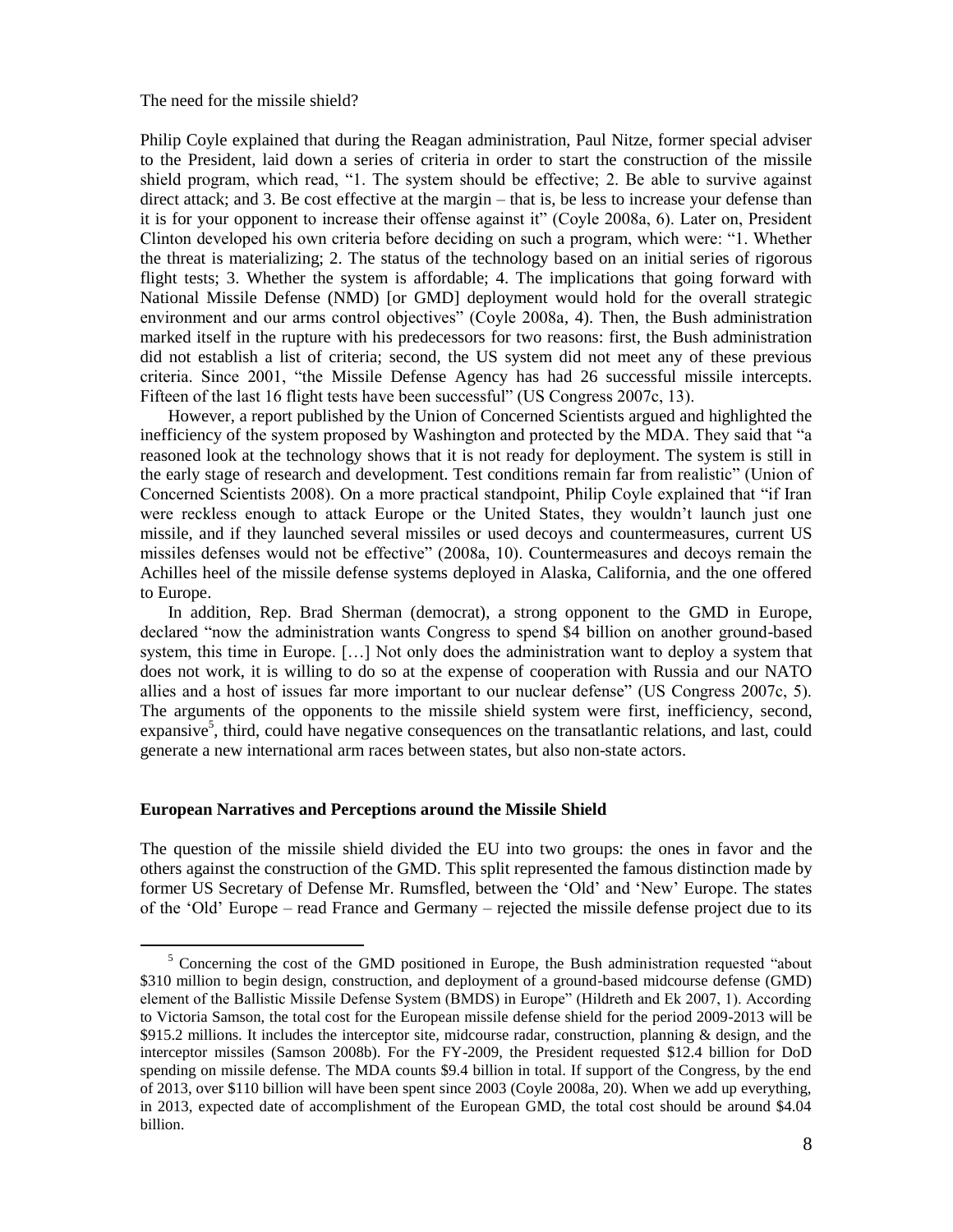The need for the missile shield?

Philip Coyle explained that during the Reagan administration, Paul Nitze, former special adviser to the President, laid down a series of criteria in order to start the construction of the missile shield program, which read, "1. The system should be effective; 2. Be able to survive against direct attack; and 3. Be cost effective at the margin – that is, be less to increase your defense than it is for your opponent to increase their offense against it" (Coyle 2008a, 6). Later on, President Clinton developed his own criteria before deciding on such a program, which were: "1. Whether the threat is materializing; 2. The status of the technology based on an initial series of rigorous flight tests; 3. Whether the system is affordable; 4. The implications that going forward with National Missile Defense (NMD) [or GMD] deployment would hold for the overall strategic environment and our arms control objectives" (Coyle 2008a, 4). Then, the Bush administration marked itself in the rupture with his predecessors for two reasons: first, the Bush administration did not establish a list of criteria; second, the US system did not meet any of these previous criteria. Since 2001, "the Missile Defense Agency has had 26 successful missile intercepts. Fifteen of the last 16 flight tests have been successful" (US Congress 2007c, 13).

However, a report published by the Union of Concerned Scientists argued and highlighted the inefficiency of the system proposed by Washington and protected by the MDA. They said that "a reasoned look at the technology shows that it is not ready for deployment. The system is still in the early stage of research and development. Test conditions remain far from realistic" (Union of Concerned Scientists 2008). On a more practical standpoint, Philip Coyle explained that "if Iran were reckless enough to attack Europe or the United States, they wouldn't launch just one missile, and if they launched several missiles or used decoys and countermeasures, current US missiles defenses would not be effective" (2008a, 10). Countermeasures and decoys remain the Achilles heel of the missile defense systems deployed in Alaska, California, and the one offered to Europe.

In addition, Rep. Brad Sherman (democrat), a strong opponent to the GMD in Europe, declared "now the administration wants Congress to spend $4 billion on another ground-based system, this time in Europe. […] Not only does the administration want to deploy a system that does not work, it is willing to do so at the expense of cooperation with Russia and our NATO allies and a host of issues far more important to our nuclear defense" (US Congress 2007c, 5). The arguments of the opponents to the missile shield system were first, inefficiency, second, expansive[5], third, could have negative consequences on the transatlantic relations, and last, could generate a new international arm races between states, but also non-state actors.

## European Narratives and Perceptions around the Missile Shield

The question of the missile shield divided the EU into two groups: the ones in favor and the others against the construction of the GMD. This split represented the famous distinction made by former US Secretary of Defense Mr. Rumsfled, between the 'Old' and 'New' Europe. The states of the 'Old' Europe – read France and Germany – rejected the missile defense project due to its

[5] Concerning the cost of the GMD positioned in Europe, the Bush administration requested "about $310 million to begin design, construction, and deployment of a ground-based midcourse defense (GMD) element of the Ballistic Missile Defense System (BMDS) in Europe" (Hildreth and Ek 2007, 1). According to Victoria Samson, the total cost for the European missile defense shield for the period 2009-2013 will be $915.2 millions. It includes the interceptor site, midcourse radar, construction, planning & design, and the interceptor missiles (Samson 2008b). For the FY-2009, the President requested $12.4 billion for DoD spending on missile defense. The MDA counts $9.4 billion in total. If support of the Congress, by the end of 2013, over $110 billion will have been spent since 2003 (Coyle 2008a, 20). When we add up everything, in 2013, expected date of accomplishment of the European GMD, the total cost should be around $4.04 billion.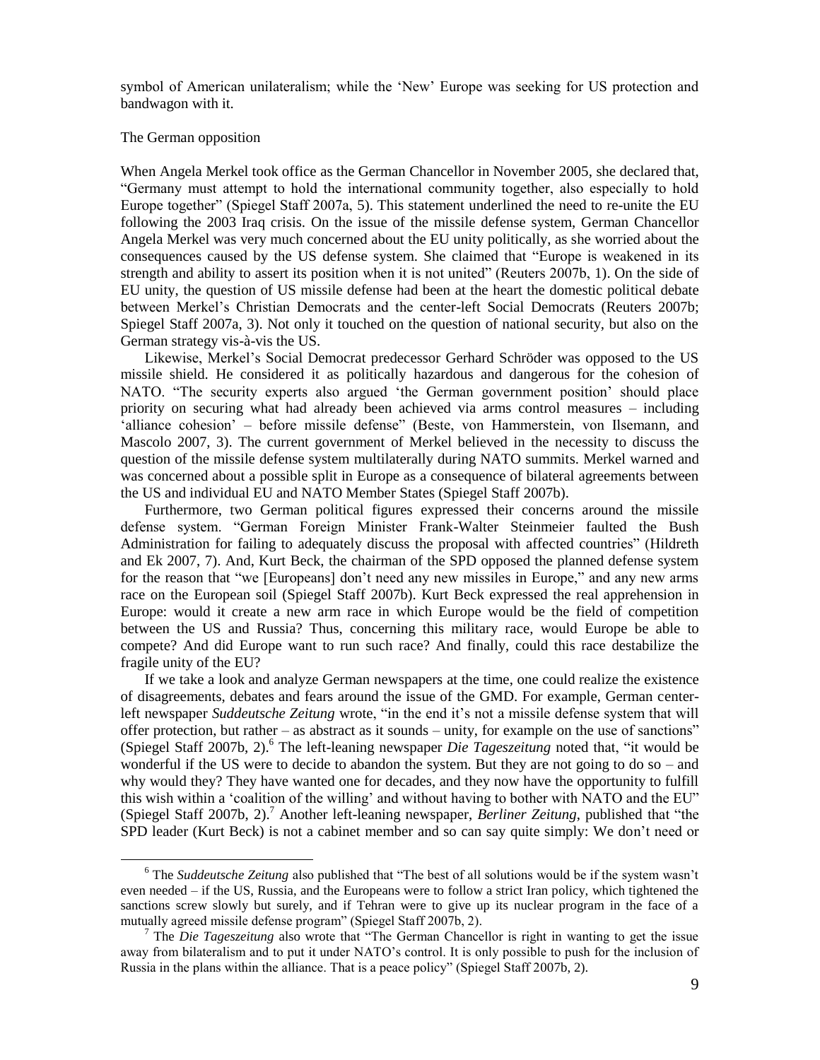symbol of American unilateralism; while the 'New' Europe was seeking for US protection and bandwagon with it.

### The German opposition

When Angela Merkel took office as the German Chancellor in November 2005, she declared that, "Germany must attempt to hold the international community together, also especially to hold Europe together" (Spiegel Staff 2007a, 5). This statement underlined the need to re-unite the EU following the 2003 Iraq crisis. On the issue of the missile defense system, German Chancellor Angela Merkel was very much concerned about the EU unity politically, as she worried about the consequences caused by the US defense system. She claimed that "Europe is weakened in its strength and ability to assert its position when it is not united" (Reuters 2007b, 1). On the side of EU unity, the question of US missile defense had been at the heart the domestic political debate between Merkel's Christian Democrats and the center-left Social Democrats (Reuters 2007b; Spiegel Staff 2007a, 3). Not only it touched on the question of national security, but also on the German strategy vis-à-vis the US.

Likewise, Merkel's Social Democrat predecessor Gerhard Schröder was opposed to the US missile shield. He considered it as politically hazardous and dangerous for the cohesion of NATO. "The security experts also argued 'the German government position' should place priority on securing what had already been achieved via arms control measures – including 'alliance cohesion' – before missile defense" (Beste, von Hammerstein, von Ilsemann, and Mascolo 2007, 3). The current government of Merkel believed in the necessity to discuss the question of the missile defense system multilaterally during NATO summits. Merkel warned and was concerned about a possible split in Europe as a consequence of bilateral agreements between the US and individual EU and NATO Member States (Spiegel Staff 2007b).

Furthermore, two German political figures expressed their concerns around the missile defense system. "German Foreign Minister Frank-Walter Steinmeier faulted the Bush Administration for failing to adequately discuss the proposal with affected countries" (Hildreth and Ek 2007, 7). And, Kurt Beck, the chairman of the SPD opposed the planned defense system for the reason that "we [Europeans] don't need any new missiles in Europe," and any new arms race on the European soil (Spiegel Staff 2007b). Kurt Beck expressed the real apprehension in Europe: would it create a new arm race in which Europe would be the field of competition between the US and Russia? Thus, concerning this military race, would Europe be able to compete? And did Europe want to run such race? And finally, could this race destabilize the fragile unity of the EU?

If we take a look and analyze German newspapers at the time, one could realize the existence of disagreements, debates and fears around the issue of the GMD. For example, German center-left newspaper *Suddeutsche Zeitung* wrote, "in the end it's not a missile defense system that will offer protection, but rather – as abstract as it sounds – unity, for example on the use of sanctions" (Spiegel Staff 2007b, 2).[6] The left-leaning newspaper *Die Tageszeitung* noted that, "it would be wonderful if the US were to decide to abandon the system. But they are not going to do so – and why would they? They have wanted one for decades, and they now have the opportunity to fulfill this wish within a 'coalition of the willing' and without having to bother with NATO and the EU" (Spiegel Staff 2007b, 2).[7] Another left-leaning newspaper, *Berliner Zeitung*, published that "the SPD leader (Kurt Beck) is not a cabinet member and so can say quite simply: We don't need or

---

[6] The *Suddeutsche Zeitung* also published that "The best of all solutions would be if the system wasn't even needed – if the US, Russia, and the Europeans were to follow a strict Iran policy, which tightened the sanctions screw slowly but surely, and if Tehran were to give up its nuclear program in the face of a mutually agreed missile defense program" (Spiegel Staff 2007b, 2).

[7] The *Die Tageszeitung* also wrote that "The German Chancellor is right in wanting to get the issue away from bilateralism and to put it under NATO's control. It is only possible to push for the inclusion of Russia in the plans within the alliance. That is a peace policy" (Spiegel Staff 2007b, 2).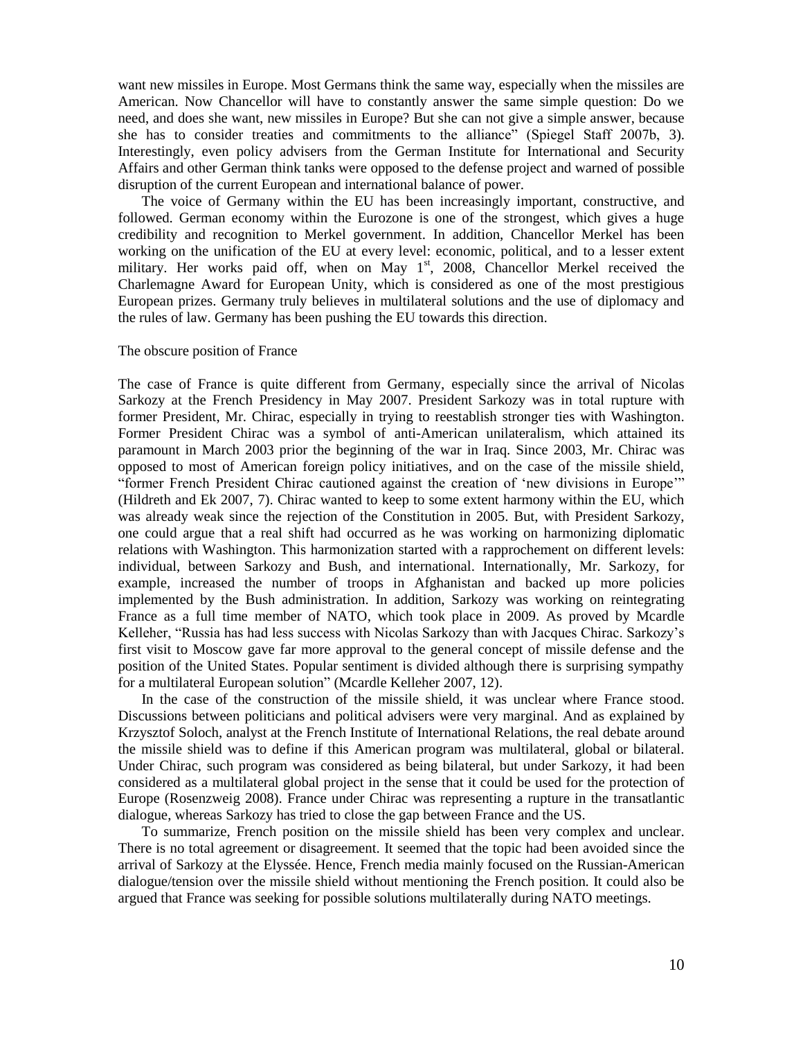want new missiles in Europe. Most Germans think the same way, especially when the missiles are American. Now Chancellor will have to constantly answer the same simple question: Do we need, and does she want, new missiles in Europe? But she can not give a simple answer, because she has to consider treaties and commitments to the alliance" (Spiegel Staff 2007b, 3). Interestingly, even policy advisers from the German Institute for International and Security Affairs and other German think tanks were opposed to the defense project and warned of possible disruption of the current European and international balance of power.

The voice of Germany within the EU has been increasingly important, constructive, and followed. German economy within the Eurozone is one of the strongest, which gives a huge credibility and recognition to Merkel government. In addition, Chancellor Merkel has been working on the unification of the EU at every level: economic, political, and to a lesser extent military. Her works paid off, when on May 1st, 2008, Chancellor Merkel received the Charlemagne Award for European Unity, which is considered as one of the most prestigious European prizes. Germany truly believes in multilateral solutions and the use of diplomacy and the rules of law. Germany has been pushing the EU towards this direction.

## The obscure position of France

The case of France is quite different from Germany, especially since the arrival of Nicolas Sarkozy at the French Presidency in May 2007. President Sarkozy was in total rupture with former President, Mr. Chirac, especially in trying to reestablish stronger ties with Washington. Former President Chirac was a symbol of anti-American unilateralism, which attained its paramount in March 2003 prior the beginning of the war in Iraq. Since 2003, Mr. Chirac was opposed to most of American foreign policy initiatives, and on the case of the missile shield, "former French President Chirac cautioned against the creation of 'new divisions in Europe'" (Hildreth and Ek 2007, 7). Chirac wanted to keep to some extent harmony within the EU, which was already weak since the rejection of the Constitution in 2005. But, with President Sarkozy, one could argue that a real shift had occurred as he was working on harmonizing diplomatic relations with Washington. This harmonization started with a rapprochement on different levels: individual, between Sarkozy and Bush, and international. Internationally, Mr. Sarkozy, for example, increased the number of troops in Afghanistan and backed up more policies implemented by the Bush administration. In addition, Sarkozy was working on reintegrating France as a full time member of NATO, which took place in 2009. As proved by Mcardle Kelleher, "Russia has had less success with Nicolas Sarkozy than with Jacques Chirac. Sarkozy's first visit to Moscow gave far more approval to the general concept of missile defense and the position of the United States. Popular sentiment is divided although there is surprising sympathy for a multilateral European solution" (Mcardle Kelleher 2007, 12).

In the case of the construction of the missile shield, it was unclear where France stood. Discussions between politicians and political advisers were very marginal. And as explained by Krzysztof Soloch, analyst at the French Institute of International Relations, the real debate around the missile shield was to define if this American program was multilateral, global or bilateral. Under Chirac, such program was considered as being bilateral, but under Sarkozy, it had been considered as a multilateral global project in the sense that it could be used for the protection of Europe (Rosenzweig 2008). France under Chirac was representing a rupture in the transatlantic dialogue, whereas Sarkozy has tried to close the gap between France and the US.

To summarize, French position on the missile shield has been very complex and unclear. There is no total agreement or disagreement. It seemed that the topic had been avoided since the arrival of Sarkozy at the Elyssée. Hence, French media mainly focused on the Russian-American dialogue/tension over the missile shield without mentioning the French position. It could also be argued that France was seeking for possible solutions multilaterally during NATO meetings.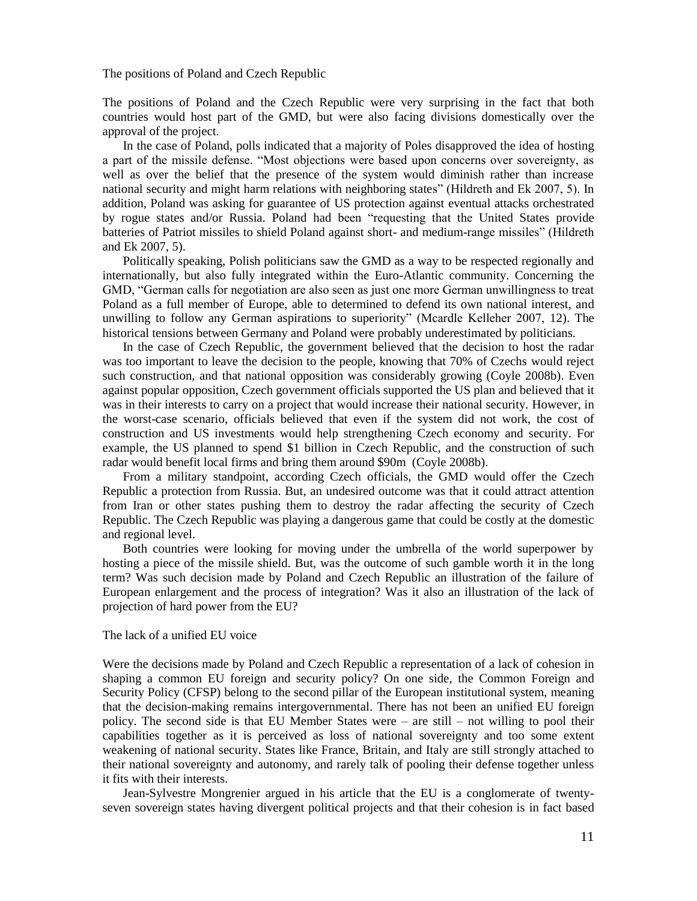## The positions of Poland and Czech Republic

The positions of Poland and the Czech Republic were very surprising in the fact that both countries would host part of the GMD, but were also facing divisions domestically over the approval of the project.

In the case of Poland, polls indicated that a majority of Poles disapproved the idea of hosting a part of the missile defense. "Most objections were based upon concerns over sovereignty, as well as over the belief that the presence of the system would diminish rather than increase national security and might harm relations with neighboring states" (Hildreth and Ek 2007, 5). In addition, Poland was asking for guarantee of US protection against eventual attacks orchestrated by rogue states and/or Russia. Poland had been "requesting that the United States provide batteries of Patriot missiles to shield Poland against short- and medium-range missiles" (Hildreth and Ek 2007, 5).

Politically speaking, Polish politicians saw the GMD as a way to be respected regionally and internationally, but also fully integrated within the Euro-Atlantic community. Concerning the GMD, "German calls for negotiation are also seen as just one more German unwillingness to treat Poland as a full member of Europe, able to determined to defend its own national interest, and unwilling to follow any German aspirations to superiority" (Mcardle Kelleher 2007, 12). The historical tensions between Germany and Poland were probably underestimated by politicians.

In the case of Czech Republic, the government believed that the decision to host the radar was too important to leave the decision to the people, knowing that 70% of Czechs would reject such construction, and that national opposition was considerably growing (Coyle 2008b). Even against popular opposition, Czech government officials supported the US plan and believed that it was in their interests to carry on a project that would increase their national security. However, in the worst-case scenario, officials believed that even if the system did not work, the cost of construction and US investments would help strengthening Czech economy and security. For example, the US planned to spend \$1 billion in Czech Republic, and the construction of such radar would benefit local firms and bring them around \$90m (Coyle 2008b).

From a military standpoint, according Czech officials, the GMD would offer the Czech Republic a protection from Russia. But, an undesired outcome was that it could attract attention from Iran or other states pushing them to destroy the radar affecting the security of Czech Republic. The Czech Republic was playing a dangerous game that could be costly at the domestic and regional level.

Both countries were looking for moving under the umbrella of the world superpower by hosting a piece of the missile shield. But, was the outcome of such gamble worth it in the long term? Was such decision made by Poland and Czech Republic an illustration of the failure of European enlargement and the process of integration? Was it also an illustration of the lack of projection of hard power from the EU?

## The lack of a unified EU voice

Were the decisions made by Poland and Czech Republic a representation of a lack of cohesion in shaping a common EU foreign and security policy? On one side, the Common Foreign and Security Policy (CFSP) belong to the second pillar of the European institutional system, meaning that the decision-making remains intergovernmental. There has not been an unified EU foreign policy. The second side is that EU Member States were – are still – not willing to pool their capabilities together as it is perceived as loss of national sovereignty and too some extent weakening of national security. States like France, Britain, and Italy are still strongly attached to their national sovereignty and autonomy, and rarely talk of pooling their defense together unless it fits with their interests.

Jean-Sylvestre Mongrenier argued in his article that the EU is a conglomerate of twenty-seven sovereign states having divergent political projects and that their cohesion is in fact based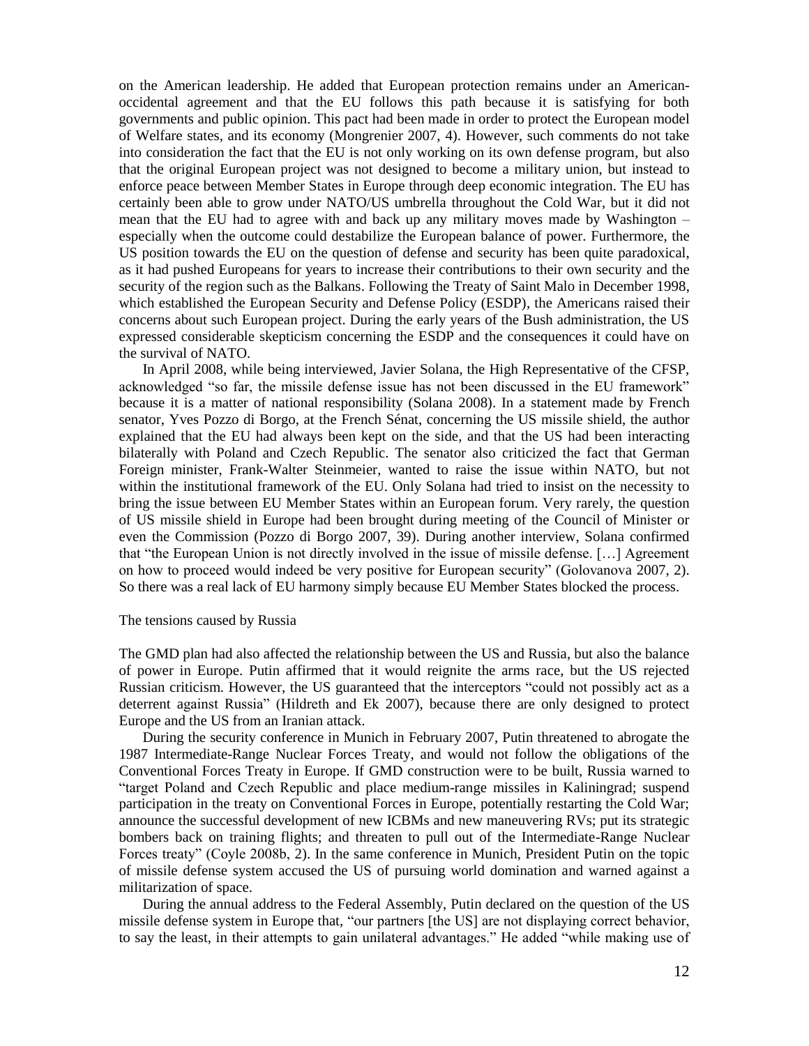on the American leadership. He added that European protection remains under an American-occidental agreement and that the EU follows this path because it is satisfying for both governments and public opinion. This pact had been made in order to protect the European model of Welfare states, and its economy (Mongrenier 2007, 4). However, such comments do not take into consideration the fact that the EU is not only working on its own defense program, but also that the original European project was not designed to become a military union, but instead to enforce peace between Member States in Europe through deep economic integration. The EU has certainly been able to grow under NATO/US umbrella throughout the Cold War, but it did not mean that the EU had to agree with and back up any military moves made by Washington – especially when the outcome could destabilize the European balance of power. Furthermore, the US position towards the EU on the question of defense and security has been quite paradoxical, as it had pushed Europeans for years to increase their contributions to their own security and the security of the region such as the Balkans. Following the Treaty of Saint Malo in December 1998, which established the European Security and Defense Policy (ESDP), the Americans raised their concerns about such European project. During the early years of the Bush administration, the US expressed considerable skepticism concerning the ESDP and the consequences it could have on the survival of NATO.

In April 2008, while being interviewed, Javier Solana, the High Representative of the CFSP, acknowledged "so far, the missile defense issue has not been discussed in the EU framework" because it is a matter of national responsibility (Solana 2008). In a statement made by French senator, Yves Pozzo di Borgo, at the French Sénat, concerning the US missile shield, the author explained that the EU had always been kept on the side, and that the US had been interacting bilaterally with Poland and Czech Republic. The senator also criticized the fact that German Foreign minister, Frank-Walter Steinmeier, wanted to raise the issue within NATO, but not within the institutional framework of the EU. Only Solana had tried to insist on the necessity to bring the issue between EU Member States within an European forum. Very rarely, the question of US missile shield in Europe had been brought during meeting of the Council of Minister or even the Commission (Pozzo di Borgo 2007, 39). During another interview, Solana confirmed that "the European Union is not directly involved in the issue of missile defense. […] Agreement on how to proceed would indeed be very positive for European security" (Golovanova 2007, 2). So there was a real lack of EU harmony simply because EU Member States blocked the process.

## The tensions caused by Russia

The GMD plan had also affected the relationship between the US and Russia, but also the balance of power in Europe. Putin affirmed that it would reignite the arms race, but the US rejected Russian criticism. However, the US guaranteed that the interceptors "could not possibly act as a deterrent against Russia" (Hildreth and Ek 2007), because there are only designed to protect Europe and the US from an Iranian attack.

During the security conference in Munich in February 2007, Putin threatened to abrogate the 1987 Intermediate-Range Nuclear Forces Treaty, and would not follow the obligations of the Conventional Forces Treaty in Europe. If GMD construction were to be built, Russia warned to "target Poland and Czech Republic and place medium-range missiles in Kaliningrad; suspend participation in the treaty on Conventional Forces in Europe, potentially restarting the Cold War; announce the successful development of new ICBMs and new maneuvering RVs; put its strategic bombers back on training flights; and threaten to pull out of the Intermediate-Range Nuclear Forces treaty" (Coyle 2008b, 2). In the same conference in Munich, President Putin on the topic of missile defense system accused the US of pursuing world domination and warned against a militarization of space.

During the annual address to the Federal Assembly, Putin declared on the question of the US missile defense system in Europe that, "our partners [the US] are not displaying correct behavior, to say the least, in their attempts to gain unilateral advantages." He added "while making use of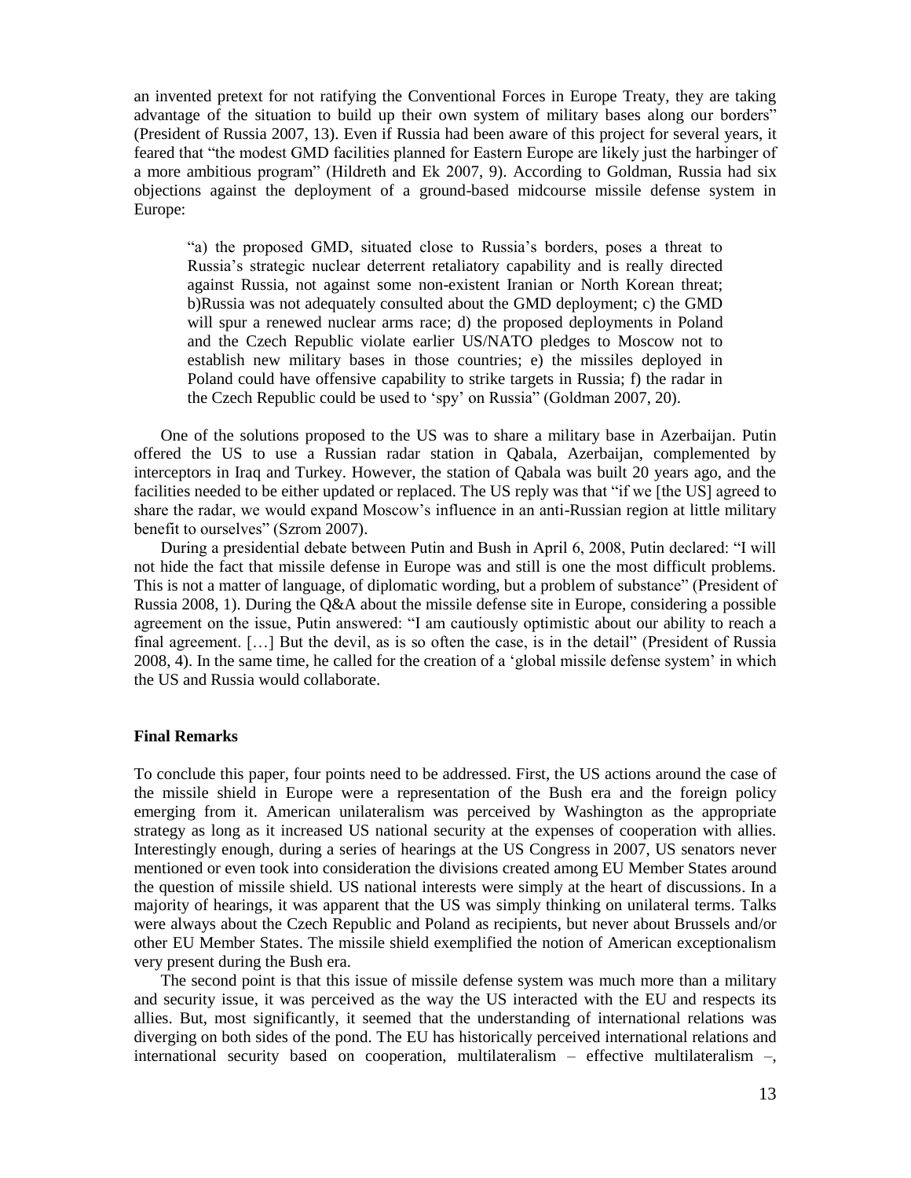an invented pretext for not ratifying the Conventional Forces in Europe Treaty, they are taking advantage of the situation to build up their own system of military bases along our borders" (President of Russia 2007, 13). Even if Russia had been aware of this project for several years, it feared that "the modest GMD facilities planned for Eastern Europe are likely just the harbinger of a more ambitious program" (Hildreth and Ek 2007, 9). According to Goldman, Russia had six objections against the deployment of a ground-based midcourse missile defense system in Europe:

> "a) the proposed GMD, situated close to Russia's borders, poses a threat to Russia's strategic nuclear deterrent retaliatory capability and is really directed against Russia, not against some non-existent Iranian or North Korean threat; b)Russia was not adequately consulted about the GMD deployment; c) the GMD will spur a renewed nuclear arms race; d) the proposed deployments in Poland and the Czech Republic violate earlier US/NATO pledges to Moscow not to establish new military bases in those countries; e) the missiles deployed in Poland could have offensive capability to strike targets in Russia; f) the radar in the Czech Republic could be used to 'spy' on Russia" (Goldman 2007, 20).

One of the solutions proposed to the US was to share a military base in Azerbaijan. Putin offered the US to use a Russian radar station in Qabala, Azerbaijan, complemented by interceptors in Iraq and Turkey. However, the station of Qabala was built 20 years ago, and the facilities needed to be either updated or replaced. The US reply was that "if we [the US] agreed to share the radar, we would expand Moscow's influence in an anti-Russian region at little military benefit to ourselves" (Szrom 2007).

During a presidential debate between Putin and Bush in April 6, 2008, Putin declared: "I will not hide the fact that missile defense in Europe was and still is one the most difficult problems. This is not a matter of language, of diplomatic wording, but a problem of substance" (President of Russia 2008, 1). During the Q&A about the missile defense site in Europe, considering a possible agreement on the issue, Putin answered: "I am cautiously optimistic about our ability to reach a final agreement. […] But the devil, as is so often the case, is in the detail" (President of Russia 2008, 4). In the same time, he called for the creation of a 'global missile defense system' in which the US and Russia would collaborate.

## Final Remarks

To conclude this paper, four points need to be addressed. First, the US actions around the case of the missile shield in Europe were a representation of the Bush era and the foreign policy emerging from it. American unilateralism was perceived by Washington as the appropriate strategy as long as it increased US national security at the expenses of cooperation with allies. Interestingly enough, during a series of hearings at the US Congress in 2007, US senators never mentioned or even took into consideration the divisions created among EU Member States around the question of missile shield. US national interests were simply at the heart of discussions. In a majority of hearings, it was apparent that the US was simply thinking on unilateral terms. Talks were always about the Czech Republic and Poland as recipients, but never about Brussels and/or other EU Member States. The missile shield exemplified the notion of American exceptionalism very present during the Bush era.

The second point is that this issue of missile defense system was much more than a military and security issue, it was perceived as the way the US interacted with the EU and respects its allies. But, most significantly, it seemed that the understanding of international relations was diverging on both sides of the pond. The EU has historically perceived international relations and international security based on cooperation, multilateralism – effective multilateralism –,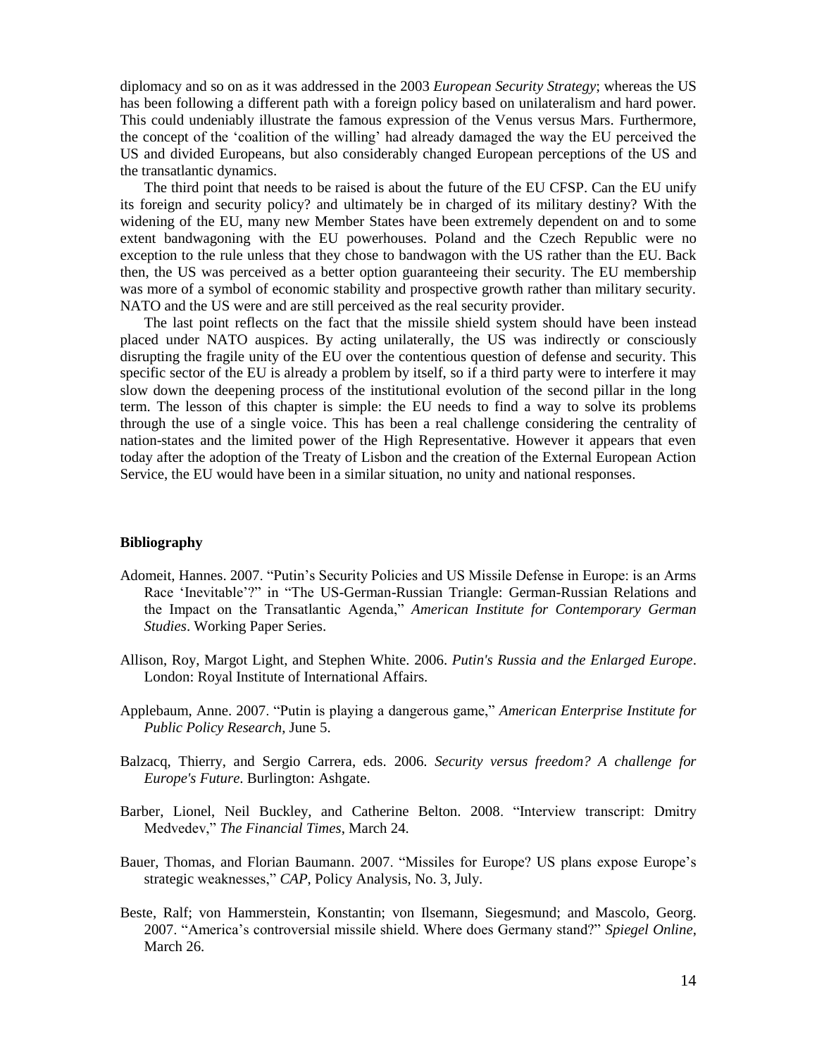diplomacy and so on as it was addressed in the 2003 *European Security Strategy*; whereas the US has been following a different path with a foreign policy based on unilateralism and hard power. This could undeniably illustrate the famous expression of the Venus versus Mars. Furthermore, the concept of the 'coalition of the willing' had already damaged the way the EU perceived the US and divided Europeans, but also considerably changed European perceptions of the US and the transatlantic dynamics.

The third point that needs to be raised is about the future of the EU CFSP. Can the EU unify its foreign and security policy? and ultimately be in charged of its military destiny? With the widening of the EU, many new Member States have been extremely dependent on and to some extent bandwagoning with the EU powerhouses. Poland and the Czech Republic were no exception to the rule unless that they chose to bandwagon with the US rather than the EU. Back then, the US was perceived as a better option guaranteeing their security. The EU membership was more of a symbol of economic stability and prospective growth rather than military security. NATO and the US were and are still perceived as the real security provider.

The last point reflects on the fact that the missile shield system should have been instead placed under NATO auspices. By acting unilaterally, the US was indirectly or consciously disrupting the fragile unity of the EU over the contentious question of defense and security. This specific sector of the EU is already a problem by itself, so if a third party were to interfere it may slow down the deepening process of the institutional evolution of the second pillar in the long term. The lesson of this chapter is simple: the EU needs to find a way to solve its problems through the use of a single voice. This has been a real challenge considering the centrality of nation-states and the limited power of the High Representative. However it appears that even today after the adoption of the Treaty of Lisbon and the creation of the External European Action Service, the EU would have been in a similar situation, no unity and national responses.

## Bibliography

Adomeit, Hannes. 2007. "Putin's Security Policies and US Missile Defense in Europe: is an Arms Race 'Inevitable'?" in "The US-German-Russian Triangle: German-Russian Relations and the Impact on the Transatlantic Agenda," *American Institute for Contemporary German Studies*. Working Paper Series.

Allison, Roy, Margot Light, and Stephen White. 2006. *Putin's Russia and the Enlarged Europe*. London: Royal Institute of International Affairs.

Applebaum, Anne. 2007. "Putin is playing a dangerous game," *American Enterprise Institute for Public Policy Research*, June 5.

Balzacq, Thierry, and Sergio Carrera, eds. 2006. *Security versus freedom? A challenge for Europe's Future*. Burlington: Ashgate.

Barber, Lionel, Neil Buckley, and Catherine Belton. 2008. "Interview transcript: Dmitry Medvedev," *The Financial Times*, March 24.

Bauer, Thomas, and Florian Baumann. 2007. "Missiles for Europe? US plans expose Europe's strategic weaknesses," *CAP*, Policy Analysis, No. 3, July.

Beste, Ralf; von Hammerstein, Konstantin; von Ilsemann, Siegesmund; and Mascolo, Georg. 2007. "America's controversial missile shield. Where does Germany stand?" *Spiegel Online*, March 26.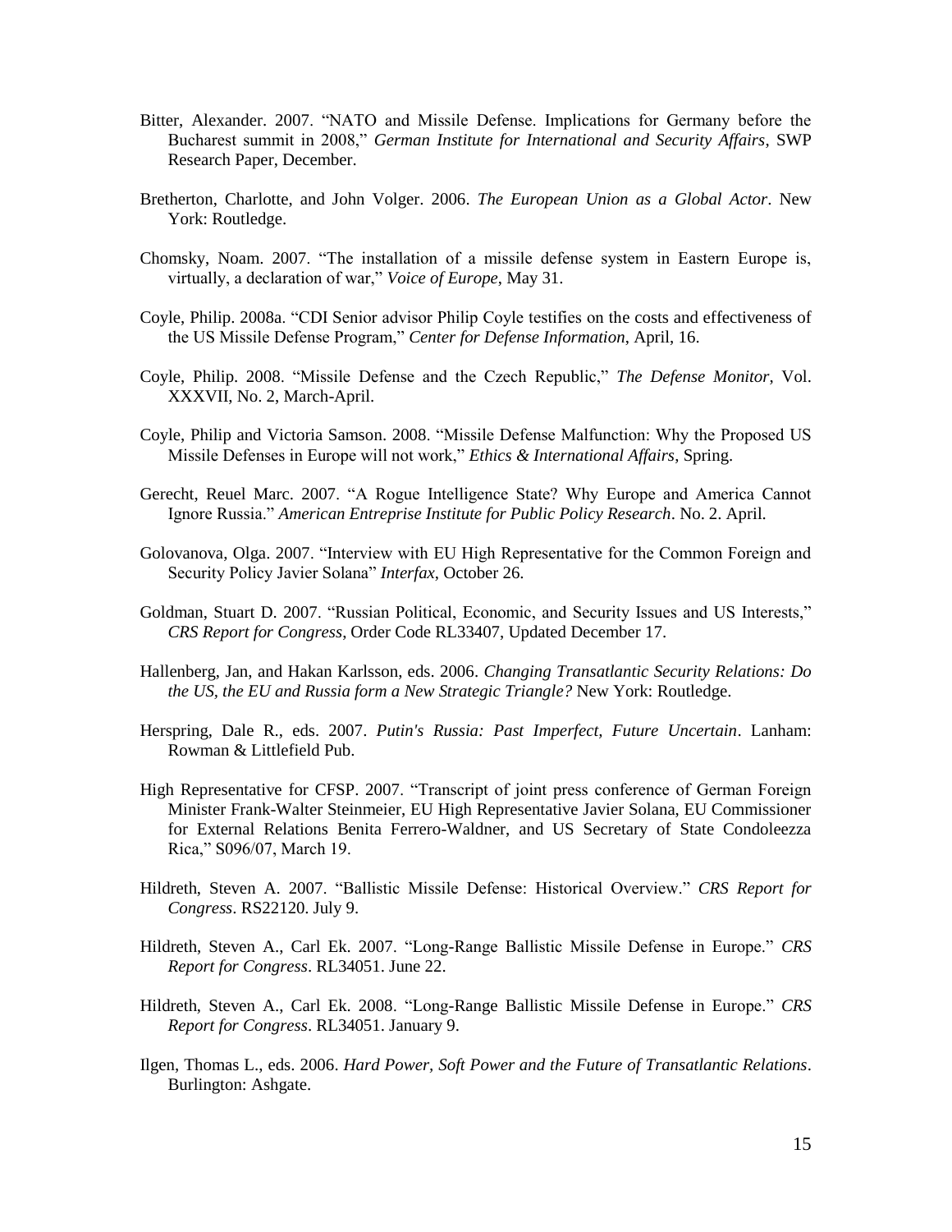Bitter, Alexander. 2007. “NATO and Missile Defense. Implications for Germany before the Bucharest summit in 2008,” *German Institute for International and Security Affairs*, SWP Research Paper, December.

Bretherton, Charlotte, and John Volger. 2006. *The European Union as a Global Actor*. New York: Routledge.

Chomsky, Noam. 2007. “The installation of a missile defense system in Eastern Europe is, virtually, a declaration of war,” *Voice of Europe*, May 31.

Coyle, Philip. 2008a. “CDI Senior advisor Philip Coyle testifies on the costs and effectiveness of the US Missile Defense Program,” *Center for Defense Information*, April, 16.

Coyle, Philip. 2008. “Missile Defense and the Czech Republic,” *The Defense Monitor*, Vol. XXXVII, No. 2, March-April.

Coyle, Philip and Victoria Samson. 2008. “Missile Defense Malfunction: Why the Proposed US Missile Defenses in Europe will not work,” *Ethics & International Affairs*, Spring.

Gerecht, Reuel Marc. 2007. “A Rogue Intelligence State? Why Europe and America Cannot Ignore Russia.” *American Entreprise Institute for Public Policy Research*. No. 2. April.

Golovanova, Olga. 2007. “Interview with EU High Representative for the Common Foreign and Security Policy Javier Solana” *Interfax*, October 26.

Goldman, Stuart D. 2007. “Russian Political, Economic, and Security Issues and US Interests,” *CRS Report for Congress*, Order Code RL33407, Updated December 17.

Hallenberg, Jan, and Hakan Karlsson, eds. 2006. *Changing Transatlantic Security Relations: Do the US, the EU and Russia form a New Strategic Triangle?* New York: Routledge.

Herspring, Dale R., eds. 2007. *Putin's Russia: Past Imperfect, Future Uncertain*. Lanham: Rowman & Littlefield Pub.

High Representative for CFSP. 2007. “Transcript of joint press conference of German Foreign Minister Frank-Walter Steinmeier, EU High Representative Javier Solana, EU Commissioner for External Relations Benita Ferrero-Waldner, and US Secretary of State Condoleezza Rica,” S096/07, March 19.

Hildreth, Steven A. 2007. “Ballistic Missile Defense: Historical Overview.” *CRS Report for Congress*. RS22120. July 9.

Hildreth, Steven A., Carl Ek. 2007. “Long-Range Ballistic Missile Defense in Europe.” *CRS Report for Congress*. RL34051. June 22.

Hildreth, Steven A., Carl Ek. 2008. “Long-Range Ballistic Missile Defense in Europe.” *CRS Report for Congress*. RL34051. January 9.

Ilgen, Thomas L., eds. 2006. *Hard Power, Soft Power and the Future of Transatlantic Relations*. Burlington: Ashgate.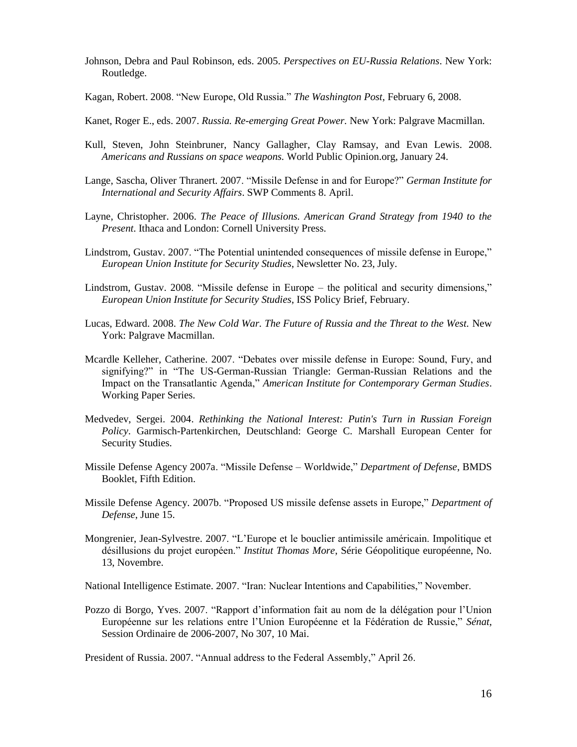Johnson, Debra and Paul Robinson, eds. 2005. *Perspectives on EU-Russia Relations*. New York: Routledge.

Kagan, Robert. 2008. "New Europe, Old Russia." *The Washington Post*, February 6, 2008.

Kanet, Roger E., eds. 2007. *Russia. Re-emerging Great Power.* New York: Palgrave Macmillan.

Kull, Steven, John Steinbruner, Nancy Gallagher, Clay Ramsay, and Evan Lewis. 2008. *Americans and Russians on space weapons.* World Public Opinion.org, January 24.

Lange, Sascha, Oliver Thranert. 2007. "Missile Defense in and for Europe?" *German Institute for International and Security Affairs*. SWP Comments 8. April.

Layne, Christopher. 2006. *The Peace of Illusions. American Grand Strategy from 1940 to the Present*. Ithaca and London: Cornell University Press.

Lindstrom, Gustav. 2007. "The Potential unintended consequences of missile defense in Europe," *European Union Institute for Security Studies*, Newsletter No. 23, July.

Lindstrom, Gustav. 2008. "Missile defense in Europe – the political and security dimensions," *European Union Institute for Security Studies*, ISS Policy Brief, February.

Lucas, Edward. 2008. *The New Cold War. The Future of Russia and the Threat to the West.* New York: Palgrave Macmillan.

Mcardle Kelleher, Catherine. 2007. "Debates over missile defense in Europe: Sound, Fury, and signifying?" in "The US-German-Russian Triangle: German-Russian Relations and the Impact on the Transatlantic Agenda," *American Institute for Contemporary German Studies*. Working Paper Series.

Medvedev, Sergei. 2004. *Rethinking the National Interest: Putin's Turn in Russian Foreign Policy*. Garmisch-Partenkirchen, Deutschland: George C. Marshall European Center for Security Studies.

Missile Defense Agency 2007a. "Missile Defense – Worldwide," *Department of Defense*, BMDS Booklet, Fifth Edition.

Missile Defense Agency. 2007b. "Proposed US missile defense assets in Europe," *Department of Defense*, June 15.

Mongrenier, Jean-Sylvestre. 2007. "L'Europe et le bouclier antimissile américain. Impolitique et désillusions du projet européen." *Institut Thomas More*, Série Géopolitique européenne, No. 13, Novembre.

National Intelligence Estimate. 2007. "Iran: Nuclear Intentions and Capabilities," November.

Pozzo di Borgo, Yves. 2007. "Rapport d'information fait au nom de la délégation pour l'Union Européenne sur les relations entre l'Union Européenne et la Fédération de Russie," *Sénat*, Session Ordinaire de 2006-2007, No 307, 10 Mai.

President of Russia. 2007. "Annual address to the Federal Assembly," April 26.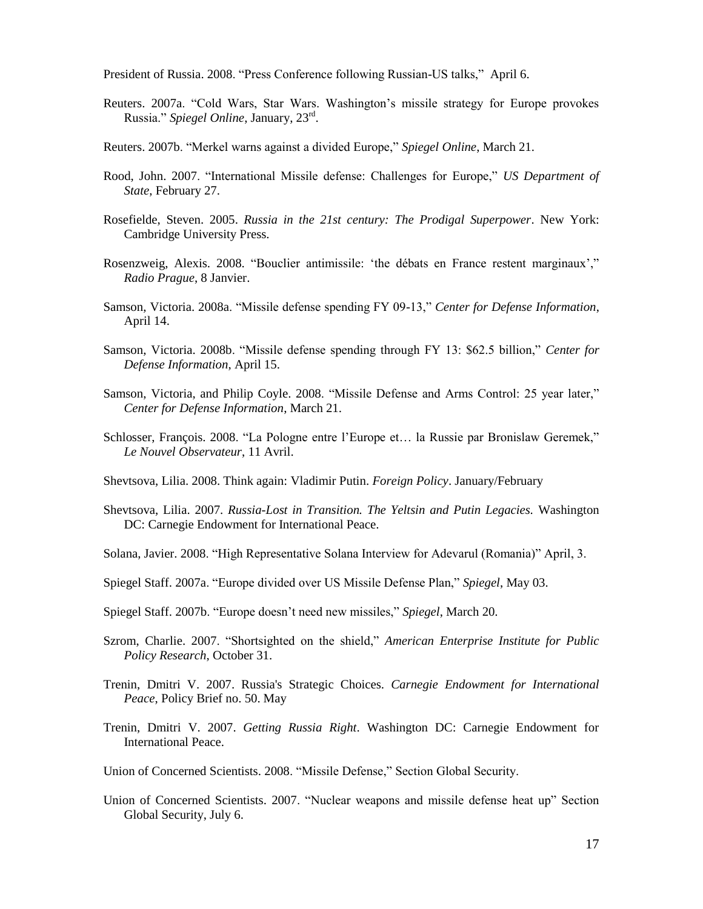President of Russia. 2008. "Press Conference following Russian-US talks," April 6.

Reuters. 2007a. "Cold Wars, Star Wars. Washington's missile strategy for Europe provokes Russia." *Spiegel Online*, January, 23rd.

Reuters. 2007b. "Merkel warns against a divided Europe," *Spiegel Online*, March 21.

Rood, John. 2007. "International Missile defense: Challenges for Europe," *US Department of State*, February 27.

Rosefielde, Steven. 2005. *Russia in the 21st century: The Prodigal Superpower*. New York: Cambridge University Press.

Rosenzweig, Alexis. 2008. "Bouclier antimissile: 'the débats en France restent marginaux'," *Radio Prague*, 8 Janvier.

Samson, Victoria. 2008a. "Missile defense spending FY 09-13," *Center for Defense Information*, April 14.

Samson, Victoria. 2008b. "Missile defense spending through FY 13: $62.5 billion," *Center for Defense Information*, April 15.

Samson, Victoria, and Philip Coyle. 2008. "Missile Defense and Arms Control: 25 year later," *Center for Defense Information*, March 21.

Schlosser, François. 2008. "La Pologne entre l'Europe et… la Russie par Bronislaw Geremek," *Le Nouvel Observateur*, 11 Avril.

Shevtsova, Lilia. 2008. Think again: Vladimir Putin. *Foreign Policy*. January/February

Shevtsova, Lilia. 2007. *Russia-Lost in Transition. The Yeltsin and Putin Legacies.* Washington DC: Carnegie Endowment for International Peace.

Solana, Javier. 2008. "High Representative Solana Interview for Adevarul (Romania)" April, 3.

Spiegel Staff. 2007a. "Europe divided over US Missile Defense Plan," *Spiegel*, May 03.

Spiegel Staff. 2007b. "Europe doesn't need new missiles," *Spiegel*, March 20.

Szrom, Charlie. 2007. "Shortsighted on the shield," *American Enterprise Institute for Public Policy Research*, October 31.

Trenin, Dmitri V. 2007. Russia's Strategic Choices. *Carnegie Endowment for International Peace*, Policy Brief no. 50. May

Trenin, Dmitri V. 2007. *Getting Russia Right*. Washington DC: Carnegie Endowment for International Peace.

Union of Concerned Scientists. 2008. "Missile Defense," Section Global Security.

Union of Concerned Scientists. 2007. "Nuclear weapons and missile defense heat up" Section Global Security, July 6.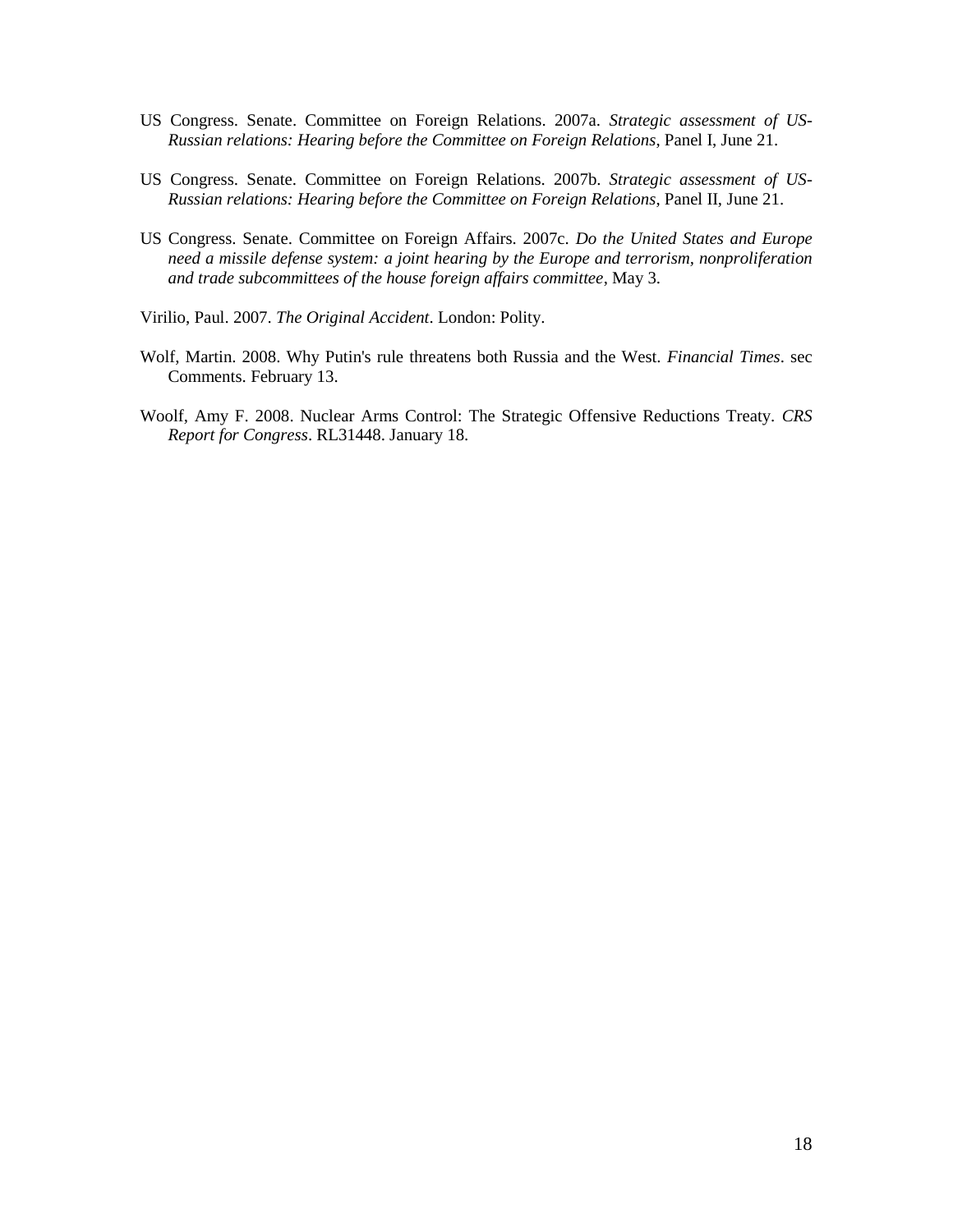US Congress. Senate. Committee on Foreign Relations. 2007a. *Strategic assessment of US-Russian relations: Hearing before the Committee on Foreign Relations*, Panel I, June 21.

US Congress. Senate. Committee on Foreign Relations. 2007b. *Strategic assessment of US-Russian relations: Hearing before the Committee on Foreign Relations*, Panel II, June 21.

US Congress. Senate. Committee on Foreign Affairs. 2007c. *Do the United States and Europe need a missile defense system: a joint hearing by the Europe and terrorism, nonproliferation and trade subcommittees of the house foreign affairs committee*, May 3.

Virilio, Paul. 2007. *The Original Accident*. London: Polity.

Wolf, Martin. 2008. Why Putin's rule threatens both Russia and the West. *Financial Times*. sec Comments. February 13.

Woolf, Amy F. 2008. Nuclear Arms Control: The Strategic Offensive Reductions Treaty. *CRS Report for Congress*. RL31448. January 18.